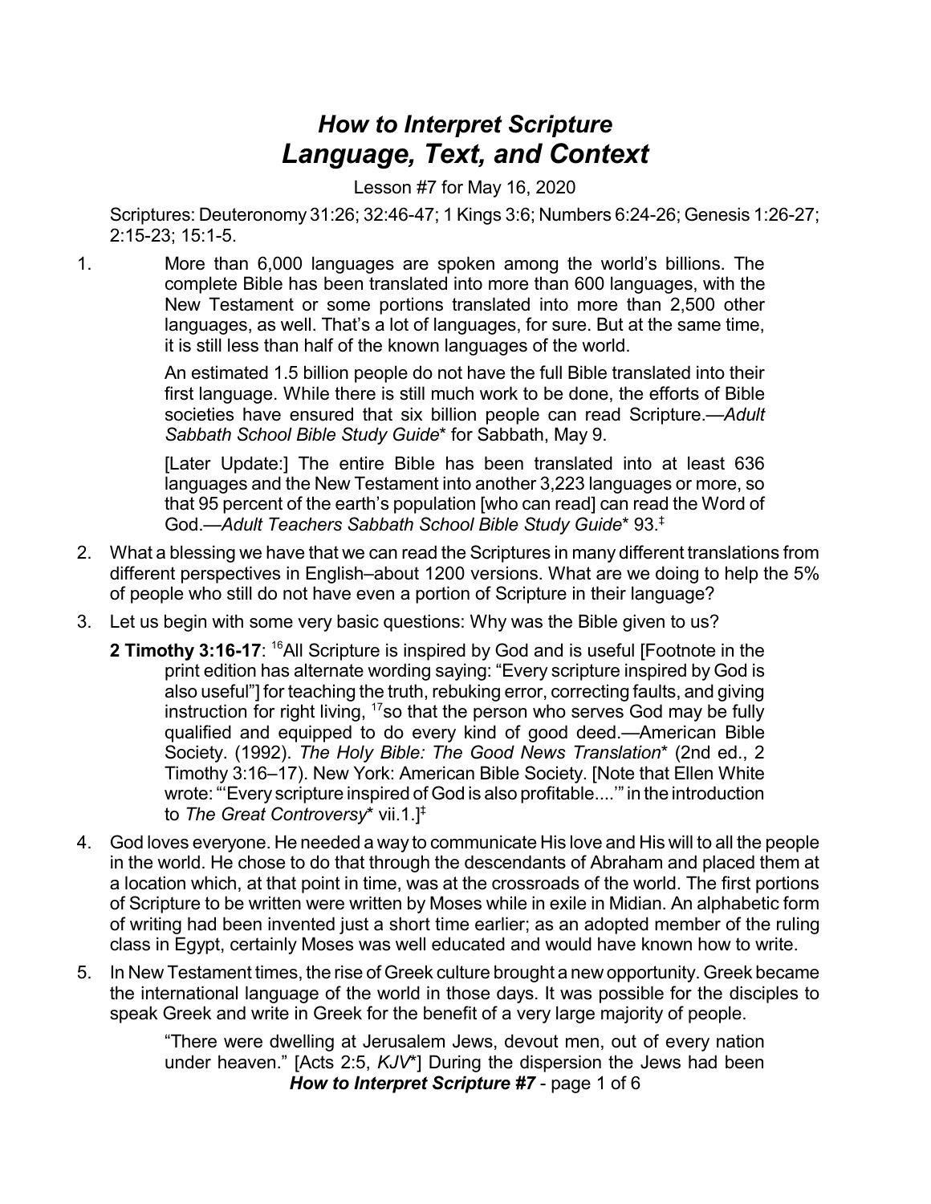# *How to Interpret Scripture*
# *Language, Text, and Context*

Lesson #7 for May 16, 2020

Scriptures: Deuteronomy 31:26; 32:46-47; 1 Kings 3:6; Numbers 6:24-26; Genesis 1:26-27; 2:15-23; 15:1-5.

1. More than 6,000 languages are spoken among the world's billions. The complete Bible has been translated into more than 600 languages, with the New Testament or some portions translated into more than 2,500 other languages, as well. That's a lot of languages, for sure. But at the same time, it is still less than half of the known languages of the world.

   An estimated 1.5 billion people do not have the full Bible translated into their first language. While there is still much work to be done, the efforts of Bible societies have ensured that six billion people can read Scripture.—*Adult Sabbath School Bible Study Guide*\* for Sabbath, May 9.

   [Later Update:] The entire Bible has been translated into at least 636 languages and the New Testament into another 3,223 languages or more, so that 95 percent of the earth's population [who can read] can read the Word of God.—*Adult Teachers Sabbath School Bible Study Guide*\* 93.‡

2. What a blessing we have that we can read the Scriptures in many different translations from different perspectives in English–about 1200 versions. What are we doing to help the 5% of people who still do not have even a portion of Scripture in their language?

3. Let us begin with some very basic questions: Why was the Bible given to us?

   **2 Timothy 3:16-17**: [16]All Scripture is inspired by God and is useful [Footnote in the print edition has alternate wording saying: "Every scripture inspired by God is also useful"] for teaching the truth, rebuking error, correcting faults, and giving instruction for right living, [17]so that the person who serves God may be fully qualified and equipped to do every kind of good deed.—American Bible Society. (1992). *The Holy Bible: The Good News Translation*\* (2nd ed., 2 Timothy 3:16–17). New York: American Bible Society. [Note that Ellen White wrote: "'Every scripture inspired of God is also profitable....'" in the introduction to *The Great Controversy*\* vii.1.]‡

4. God loves everyone. He needed a way to communicate His love and His will to all the people in the world. He chose to do that through the descendants of Abraham and placed them at a location which, at that point in time, was at the crossroads of the world. The first portions of Scripture to be written were written by Moses while in exile in Midian. An alphabetic form of writing had been invented just a short time earlier; as an adopted member of the ruling class in Egypt, certainly Moses was well educated and would have known how to write.

5. In New Testament times, the rise of Greek culture brought a new opportunity. Greek became the international language of the world in those days. It was possible for the disciples to speak Greek and write in Greek for the benefit of a very large majority of people.

   "There were dwelling at Jerusalem Jews, devout men, out of every nation under heaven." [Acts 2:5, *KJV*\*] During the dispersion the Jews had been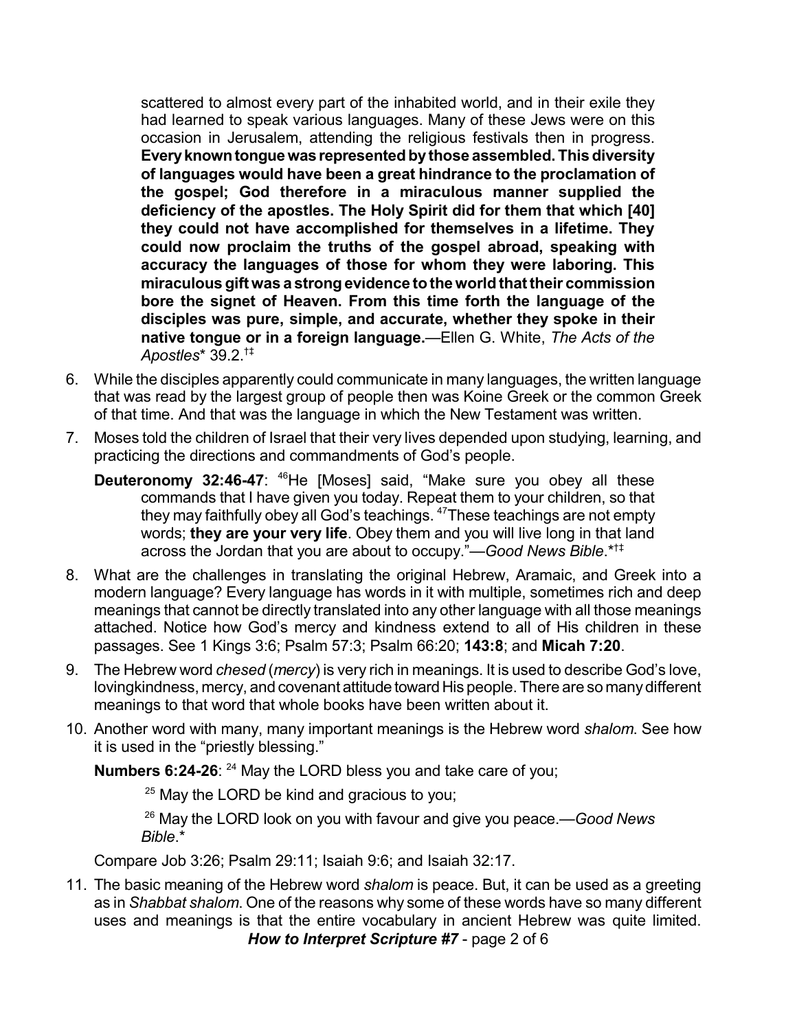scattered to almost every part of the inhabited world, and in their exile they had learned to speak various languages. Many of these Jews were on this occasion in Jerusalem, attending the religious festivals then in progress. **Every known tongue was represented by those assembled. This diversity of languages would have been a great hindrance to the proclamation of the gospel; God therefore in a miraculous manner supplied the deficiency of the apostles. The Holy Spirit did for them that which [40] they could not have accomplished for themselves in a lifetime. They could now proclaim the truths of the gospel abroad, speaking with accuracy the languages of those for whom they were laboring. This miraculous gift was a strong evidence to the world that their commission bore the signet of Heaven. From this time forth the language of the disciples was pure, simple, and accurate, whether they spoke in their native tongue or in a foreign language.**—Ellen G. White, *The Acts of the Apostles*\* 39.2.†‡

6. While the disciples apparently could communicate in many languages, the written language that was read by the largest group of people then was Koine Greek or the common Greek of that time. And that was the language in which the New Testament was written.

7. Moses told the children of Israel that their very lives depended upon studying, learning, and practicing the directions and commandments of God's people.

   **Deuteronomy 32:46-47**: [46]He [Moses] said, "Make sure you obey all these commands that I have given you today. Repeat them to your children, so that they may faithfully obey all God's teachings. [47]These teachings are not empty words; **they are your very life**. Obey them and you will live long in that land across the Jordan that you are about to occupy."—*Good News Bible*.\*†‡

8. What are the challenges in translating the original Hebrew, Aramaic, and Greek into a modern language? Every language has words in it with multiple, sometimes rich and deep meanings that cannot be directly translated into any other language with all those meanings attached. Notice how God's mercy and kindness extend to all of His children in these passages. See 1 Kings 3:6; Psalm 57:3; Psalm 66:20; **143:8**; and **Micah 7:20**.

9. The Hebrew word *chesed* (*mercy*) is very rich in meanings. It is used to describe God's love, lovingkindness, mercy, and covenant attitude toward His people. There are so many different meanings to that word that whole books have been written about it.

10. Another word with many, many important meanings is the Hebrew word *shalom*. See how it is used in the "priestly blessing."

    **Numbers 6:24-26**: [24] May the LORD bless you and take care of you;

    [25] May the LORD be kind and gracious to you;

    [26] May the LORD look on you with favour and give you peace.—*Good News Bible*.\*

    Compare Job 3:26; Psalm 29:11; Isaiah 9:6; and Isaiah 32:17.

11. The basic meaning of the Hebrew word *shalom* is peace. But, it can be used as a greeting as in *Shabbat shalom*. One of the reasons why some of these words have so many different uses and meanings is that the entire vocabulary in ancient Hebrew was quite limited.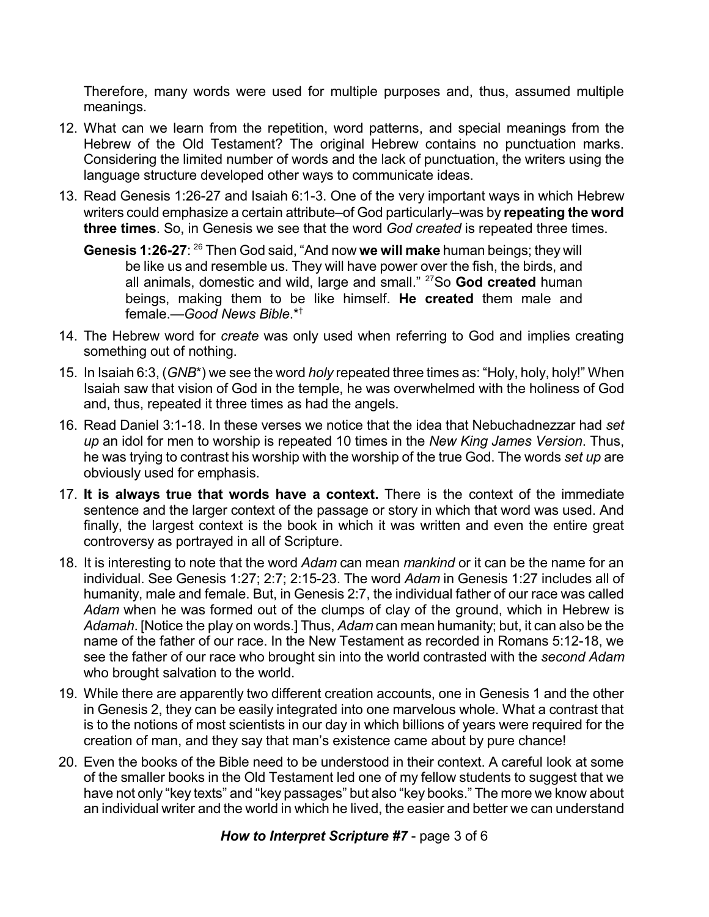Therefore, many words were used for multiple purposes and, thus, assumed multiple meanings.

12. What can we learn from the repetition, word patterns, and special meanings from the Hebrew of the Old Testament? The original Hebrew contains no punctuation marks. Considering the limited number of words and the lack of punctuation, the writers using the language structure developed other ways to communicate ideas.
13. Read Genesis 1:26-27 and Isaiah 6:1-3. One of the very important ways in which Hebrew writers could emphasize a certain attribute–of God particularly–was by **repeating the word three times**. So, in Genesis we see that the word *God created* is repeated three times.

    **Genesis 1:26-27**: [26] Then God said, "And now **we will make** human beings; they will be like us and resemble us. They will have power over the fish, the birds, and all animals, domestic and wild, large and small." [27]So **God created** human beings, making them to be like himself. **He created** them male and female.—*Good News Bible*.*†

14. The Hebrew word for *create* was only used when referring to God and implies creating something out of nothing.
15. In Isaiah 6:3, (*GNB**) we see the word *holy* repeated three times as: "Holy, holy, holy!" When Isaiah saw that vision of God in the temple, he was overwhelmed with the holiness of God and, thus, repeated it three times as had the angels.
16. Read Daniel 3:1-18. In these verses we notice that the idea that Nebuchadnezzar had *set up* an idol for men to worship is repeated 10 times in the *New King James Version*. Thus, he was trying to contrast his worship with the worship of the true God. The words *set up* are obviously used for emphasis.
17. **It is always true that words have a context.** There is the context of the immediate sentence and the larger context of the passage or story in which that word was used. And finally, the largest context is the book in which it was written and even the entire great controversy as portrayed in all of Scripture.
18. It is interesting to note that the word *Adam* can mean *mankind* or it can be the name for an individual. See Genesis 1:27; 2:7; 2:15-23. The word *Adam* in Genesis 1:27 includes all of humanity, male and female. But, in Genesis 2:7, the individual father of our race was called *Adam* when he was formed out of the clumps of clay of the ground, which in Hebrew is *Adamah*. [Notice the play on words.] Thus, *Adam* can mean humanity; but, it can also be the name of the father of our race. In the New Testament as recorded in Romans 5:12-18, we see the father of our race who brought sin into the world contrasted with the *second Adam* who brought salvation to the world.
19. While there are apparently two different creation accounts, one in Genesis 1 and the other in Genesis 2, they can be easily integrated into one marvelous whole. What a contrast that is to the notions of most scientists in our day in which billions of years were required for the creation of man, and they say that man's existence came about by pure chance!
20. Even the books of the Bible need to be understood in their context. A careful look at some of the smaller books in the Old Testament led one of my fellow students to suggest that we have not only "key texts" and "key passages" but also "key books." The more we know about an individual writer and the world in which he lived, the easier and better we can understand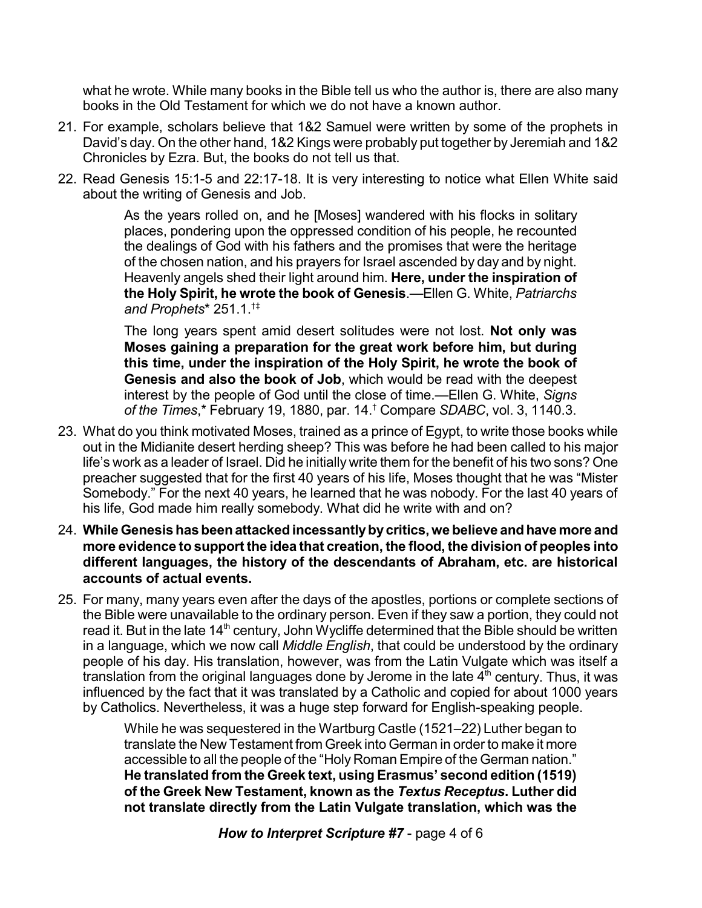what he wrote. While many books in the Bible tell us who the author is, there are also many books in the Old Testament for which we do not have a known author.

21. For example, scholars believe that 1&2 Samuel were written by some of the prophets in David's day. On the other hand, 1&2 Kings were probably put together by Jeremiah and 1&2 Chronicles by Ezra. But, the books do not tell us that.

22. Read Genesis 15:1-5 and 22:17-18. It is very interesting to notice what Ellen White said about the writing of Genesis and Job.

> As the years rolled on, and he [Moses] wandered with his flocks in solitary places, pondering upon the oppressed condition of his people, he recounted the dealings of God with his fathers and the promises that were the heritage of the chosen nation, and his prayers for Israel ascended by day and by night. Heavenly angels shed their light around him. **Here, under the inspiration of the Holy Spirit, he wrote the book of Genesis**.—Ellen G. White, *Patriarchs and Prophets*\* 251.1.†‡

> The long years spent amid desert solitudes were not lost. **Not only was Moses gaining a preparation for the great work before him, but during this time, under the inspiration of the Holy Spirit, he wrote the book of Genesis and also the book of Job**, which would be read with the deepest interest by the people of God until the close of time.—Ellen G. White, *Signs of the Times*,\* February 19, 1880, par. 14.† Compare *SDABC*, vol. 3, 1140.3.

23. What do you think motivated Moses, trained as a prince of Egypt, to write those books while out in the Midianite desert herding sheep? This was before he had been called to his major life's work as a leader of Israel. Did he initially write them for the benefit of his two sons? One preacher suggested that for the first 40 years of his life, Moses thought that he was "Mister Somebody." For the next 40 years, he learned that he was nobody. For the last 40 years of his life, God made him really somebody. What did he write with and on?

24. **While Genesis has been attacked incessantly by critics, we believe and have more and more evidence to support the idea that creation, the flood, the division of peoples into different languages, the history of the descendants of Abraham, etc. are historical accounts of actual events.**

25. For many, many years even after the days of the apostles, portions or complete sections of the Bible were unavailable to the ordinary person. Even if they saw a portion, they could not read it. But in the late 14th century, John Wycliffe determined that the Bible should be written in a language, which we now call *Middle English*, that could be understood by the ordinary people of his day. His translation, however, was from the Latin Vulgate which was itself a translation from the original languages done by Jerome in the late 4th century. Thus, it was influenced by the fact that it was translated by a Catholic and copied for about 1000 years by Catholics. Nevertheless, it was a huge step forward for English-speaking people.

> While he was sequestered in the Wartburg Castle (1521–22) Luther began to translate the New Testament from Greek into German in order to make it more accessible to all the people of the "Holy Roman Empire of the German nation." **He translated from the Greek text, using Erasmus' second edition (1519) of the Greek New Testament, known as the *Textus Receptus*. Luther did not translate directly from the Latin Vulgate translation, which was the**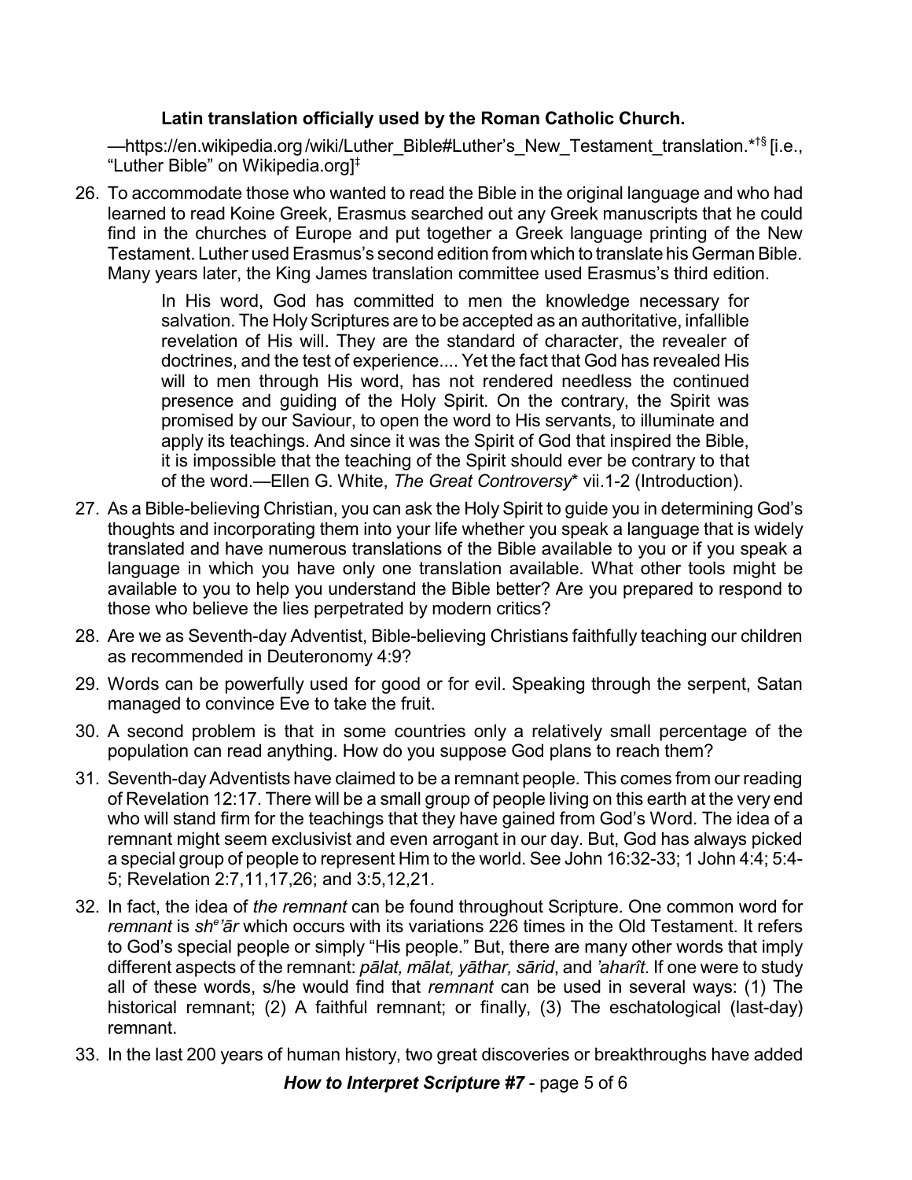**Latin translation officially used by the Roman Catholic Church.**

—https://en.wikipedia.org/wiki/Luther_Bible#Luther's_New_Testament_translation.*†§ [i.e., "Luther Bible" on Wikipedia.org]‡

26. To accommodate those who wanted to read the Bible in the original language and who had learned to read Koine Greek, Erasmus searched out any Greek manuscripts that he could find in the churches of Europe and put together a Greek language printing of the New Testament. Luther used Erasmus's second edition from which to translate his German Bible. Many years later, the King James translation committee used Erasmus's third edition.

> In His word, God has committed to men the knowledge necessary for salvation. The Holy Scriptures are to be accepted as an authoritative, infallible revelation of His will. They are the standard of character, the revealer of doctrines, and the test of experience.... Yet the fact that God has revealed His will to men through His word, has not rendered needless the continued presence and guiding of the Holy Spirit. On the contrary, the Spirit was promised by our Saviour, to open the word to His servants, to illuminate and apply its teachings. And since it was the Spirit of God that inspired the Bible, it is impossible that the teaching of the Spirit should ever be contrary to that of the word.—Ellen G. White, *The Great Controversy** vii.1-2 (Introduction).

27. As a Bible-believing Christian, you can ask the Holy Spirit to guide you in determining God's thoughts and incorporating them into your life whether you speak a language that is widely translated and have numerous translations of the Bible available to you or if you speak a language in which you have only one translation available. What other tools might be available to you to help you understand the Bible better? Are you prepared to respond to those who believe the lies perpetrated by modern critics?

28. Are we as Seventh-day Adventist, Bible-believing Christians faithfully teaching our children as recommended in Deuteronomy 4:9?

29. Words can be powerfully used for good or for evil. Speaking through the serpent, Satan managed to convince Eve to take the fruit.

30. A second problem is that in some countries only a relatively small percentage of the population can read anything. How do you suppose God plans to reach them?

31. Seventh-day Adventists have claimed to be a remnant people. This comes from our reading of Revelation 12:17. There will be a small group of people living on this earth at the very end who will stand firm for the teachings that they have gained from God's Word. The idea of a remnant might seem exclusivist and even arrogant in our day. But, God has always picked a special group of people to represent Him to the world. See John 16:32-33; 1 John 4:4; 5:4-5; Revelation 2:7,11,17,26; and 3:5,12,21.

32. In fact, the idea of *the remnant* can be found throughout Scripture. One common word for *remnant* is *sh*ᵉ*'ār* which occurs with its variations 226 times in the Old Testament. It refers to God's special people or simply "His people." But, there are many other words that imply different aspects of the remnant: *pālat, mālat, yāthar, sārid*, and *'aharît*. If one were to study all of these words, s/he would find that *remnant* can be used in several ways: (1) The historical remnant; (2) A faithful remnant; or finally, (3) The eschatological (last-day) remnant.

33. In the last 200 years of human history, two great discoveries or breakthroughs have added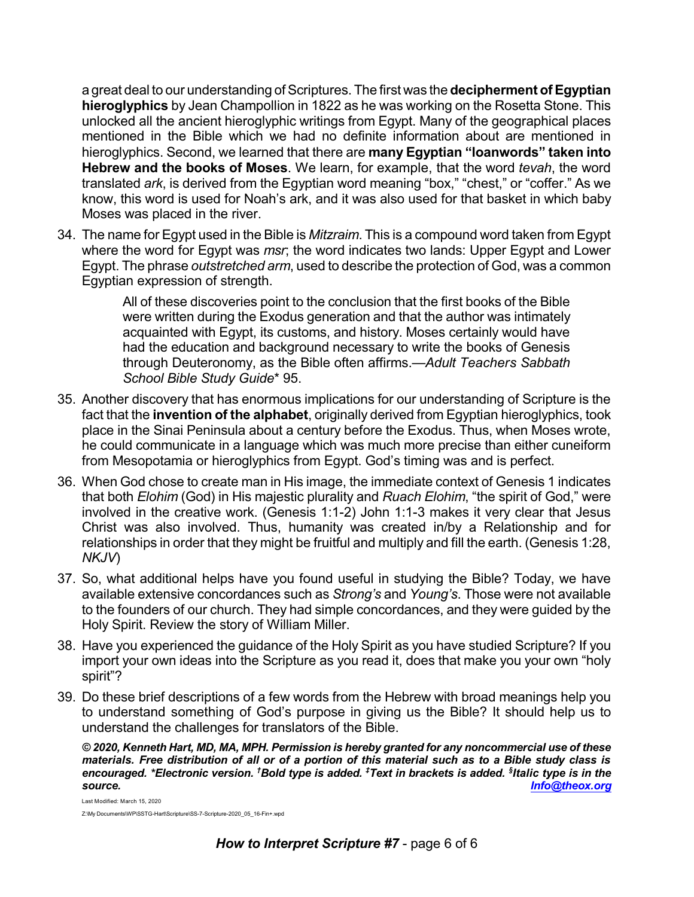a great deal to our understanding of Scriptures. The first was the **decipherment of Egyptian hieroglyphics** by Jean Champollion in 1822 as he was working on the Rosetta Stone. This unlocked all the ancient hieroglyphic writings from Egypt. Many of the geographical places mentioned in the Bible which we had no definite information about are mentioned in hieroglyphics. Second, we learned that there are **many Egyptian "loanwords" taken into Hebrew and the books of Moses**. We learn, for example, that the word *tevah*, the word translated *ark*, is derived from the Egyptian word meaning "box," "chest," or "coffer." As we know, this word is used for Noah's ark, and it was also used for that basket in which baby Moses was placed in the river.

34. The name for Egypt used in the Bible is *Mitzraim*. This is a compound word taken from Egypt where the word for Egypt was *msr*; the word indicates two lands: Upper Egypt and Lower Egypt. The phrase *outstretched arm*, used to describe the protection of God, was a common Egyptian expression of strength.

    > All of these discoveries point to the conclusion that the first books of the Bible were written during the Exodus generation and that the author was intimately acquainted with Egypt, its customs, and history. Moses certainly would have had the education and background necessary to write the books of Genesis through Deuteronomy, as the Bible often affirms.—*Adult Teachers Sabbath School Bible Study Guide** 95.

35. Another discovery that has enormous implications for our understanding of Scripture is the fact that the **invention of the alphabet**, originally derived from Egyptian hieroglyphics, took place in the Sinai Peninsula about a century before the Exodus. Thus, when Moses wrote, he could communicate in a language which was much more precise than either cuneiform from Mesopotamia or hieroglyphics from Egypt. God's timing was and is perfect.

36. When God chose to create man in His image, the immediate context of Genesis 1 indicates that both *Elohim* (God) in His majestic plurality and *Ruach Elohim*, "the spirit of God," were involved in the creative work. (Genesis 1:1-2) John 1:1-3 makes it very clear that Jesus Christ was also involved. Thus, humanity was created in/by a Relationship and for relationships in order that they might be fruitful and multiply and fill the earth. (Genesis 1:28, *NKJV*)

37. So, what additional helps have you found useful in studying the Bible? Today, we have available extensive concordances such as *Strong's* and *Young's*. Those were not available to the founders of our church. They had simple concordances, and they were guided by the Holy Spirit. Review the story of William Miller.

38. Have you experienced the guidance of the Holy Spirit as you have studied Scripture? If you import your own ideas into the Scripture as you read it, does that make you your own "holy spirit"?

39. Do these brief descriptions of a few words from the Hebrew with broad meanings help you to understand something of God's purpose in giving us the Bible? It should help us to understand the challenges for translators of the Bible.

***© 2020, Kenneth Hart, MD, MA, MPH. Permission is hereby granted for any noncommercial use of these materials. Free distribution of all or of a portion of this material such as to a Bible study class is encouraged. *Electronic version. †Bold type is added. ‡Text in brackets is added. §Italic type is in the source.*** ***Info@theox.org***

Last Modified: March 15, 2020

Z:\My Documents\WP\SSTG-Hart\Scripture\SS-7-Scripture-2020_05_16-Fin+.wpd